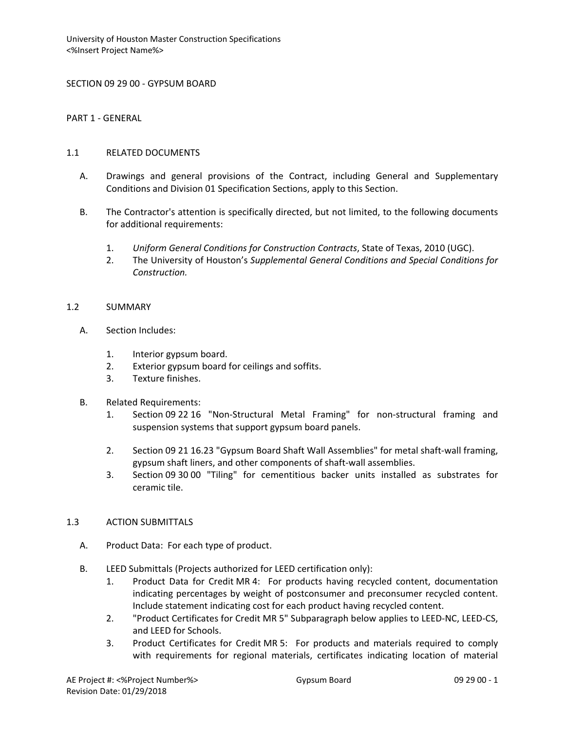University of Houston Master Construction Specifications
<%Insert Project Name%>

# SECTION 09 29 00 - GYPSUM BOARD

## PART 1 - GENERAL

### 1.1 RELATED DOCUMENTS

A. Drawings and general provisions of the Contract, including General and Supplementary Conditions and Division 01 Specification Sections, apply to this Section.

B. The Contractor's attention is specifically directed, but not limited, to the following documents for additional requirements:

1. *Uniform General Conditions for Construction Contracts*, State of Texas, 2010 (UGC).
2. The University of Houston's *Supplemental General Conditions and Special Conditions for Construction.*

### 1.2 SUMMARY

A. Section Includes:

1. Interior gypsum board.
2. Exterior gypsum board for ceilings and soffits.
3. Texture finishes.

B. Related Requirements:

1. Section 09 22 16 "Non-Structural Metal Framing" for non-structural framing and suspension systems that support gypsum board panels.
2. Section 09 21 16.23 "Gypsum Board Shaft Wall Assemblies" for metal shaft-wall framing, gypsum shaft liners, and other components of shaft-wall assemblies.
3. Section 09 30 00 "Tiling" for cementitious backer units installed as substrates for ceramic tile.

### 1.3 ACTION SUBMITTALS

A. Product Data: For each type of product.

B. LEED Submittals (Projects authorized for LEED certification only):

1. Product Data for Credit MR 4: For products having recycled content, documentation indicating percentages by weight of postconsumer and preconsumer recycled content. Include statement indicating cost for each product having recycled content.
2. "Product Certificates for Credit MR 5" Subparagraph below applies to LEED-NC, LEED-CS, and LEED for Schools.
3. Product Certificates for Credit MR 5: For products and materials required to comply with requirements for regional materials, certificates indicating location of material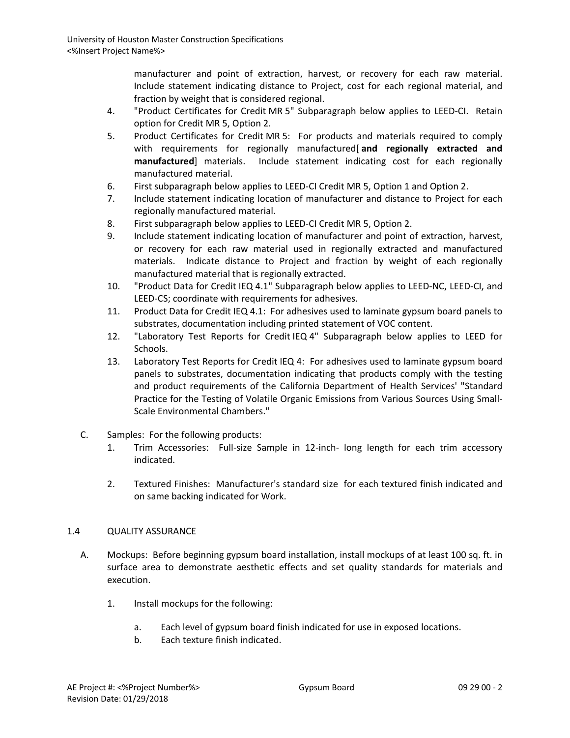manufacturer and point of extraction, harvest, or recovery for each raw material. Include statement indicating distance to Project, cost for each regional material, and fraction by weight that is considered regional.

4. "Product Certificates for Credit MR 5" Subparagraph below applies to LEED-CI. Retain option for Credit MR 5, Option 2.
5. Product Certificates for Credit MR 5: For products and materials required to comply with requirements for regionally manufactured[ **and regionally extracted and manufactured**] materials. Include statement indicating cost for each regionally manufactured material.
6. First subparagraph below applies to LEED-CI Credit MR 5, Option 1 and Option 2.
7. Include statement indicating location of manufacturer and distance to Project for each regionally manufactured material.
8. First subparagraph below applies to LEED-CI Credit MR 5, Option 2.
9. Include statement indicating location of manufacturer and point of extraction, harvest, or recovery for each raw material used in regionally extracted and manufactured materials. Indicate distance to Project and fraction by weight of each regionally manufactured material that is regionally extracted.
10. "Product Data for Credit IEQ 4.1" Subparagraph below applies to LEED-NC, LEED-CI, and LEED-CS; coordinate with requirements for adhesives.
11. Product Data for Credit IEQ 4.1: For adhesives used to laminate gypsum board panels to substrates, documentation including printed statement of VOC content.
12. "Laboratory Test Reports for Credit IEQ 4" Subparagraph below applies to LEED for Schools.
13. Laboratory Test Reports for Credit IEQ 4: For adhesives used to laminate gypsum board panels to substrates, documentation indicating that products comply with the testing and product requirements of the California Department of Health Services' "Standard Practice for the Testing of Volatile Organic Emissions from Various Sources Using Small-Scale Environmental Chambers."

C. Samples: For the following products:
   1. Trim Accessories: Full-size Sample in 12-inch- long length for each trim accessory indicated.
   2. Textured Finishes: Manufacturer's standard size for each textured finish indicated and on same backing indicated for Work.

## 1.4 QUALITY ASSURANCE

A. Mockups: Before beginning gypsum board installation, install mockups of at least 100 sq. ft. in surface area to demonstrate aesthetic effects and set quality standards for materials and execution.

   1. Install mockups for the following:
      a. Each level of gypsum board finish indicated for use in exposed locations.
      b. Each texture finish indicated.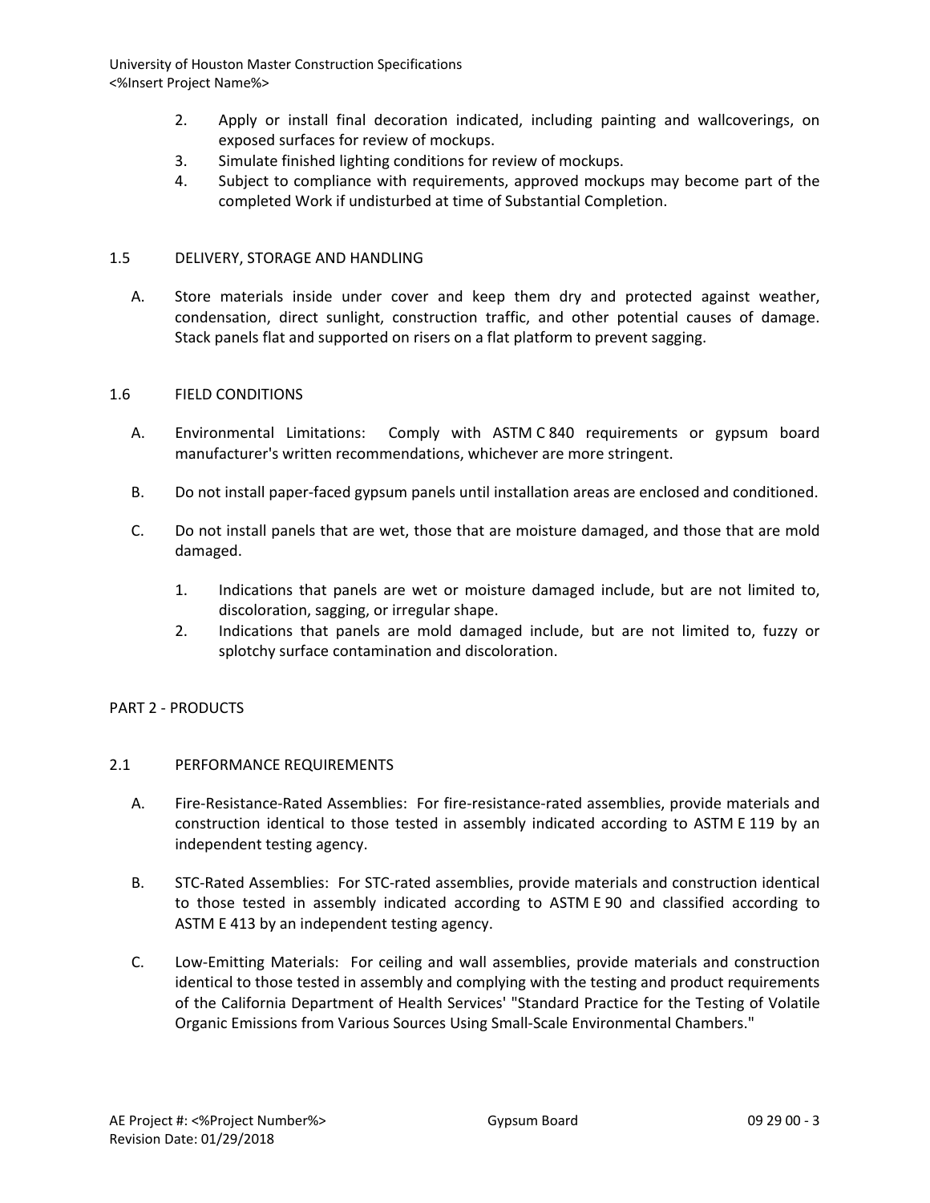2. Apply or install final decoration indicated, including painting and wallcoverings, on exposed surfaces for review of mockups.
3. Simulate finished lighting conditions for review of mockups.
4. Subject to compliance with requirements, approved mockups may become part of the completed Work if undisturbed at time of Substantial Completion.

### 1.5 DELIVERY, STORAGE AND HANDLING

A. Store materials inside under cover and keep them dry and protected against weather, condensation, direct sunlight, construction traffic, and other potential causes of damage. Stack panels flat and supported on risers on a flat platform to prevent sagging.

### 1.6 FIELD CONDITIONS

A. Environmental Limitations: Comply with ASTM C 840 requirements or gypsum board manufacturer's written recommendations, whichever are more stringent.

B. Do not install paper-faced gypsum panels until installation areas are enclosed and conditioned.

C. Do not install panels that are wet, those that are moisture damaged, and those that are mold damaged.

1. Indications that panels are wet or moisture damaged include, but are not limited to, discoloration, sagging, or irregular shape.
2. Indications that panels are mold damaged include, but are not limited to, fuzzy or splotchy surface contamination and discoloration.

## PART 2 - PRODUCTS

### 2.1 PERFORMANCE REQUIREMENTS

A. Fire-Resistance-Rated Assemblies: For fire-resistance-rated assemblies, provide materials and construction identical to those tested in assembly indicated according to ASTM E 119 by an independent testing agency.

B. STC-Rated Assemblies: For STC-rated assemblies, provide materials and construction identical to those tested in assembly indicated according to ASTM E 90 and classified according to ASTM E 413 by an independent testing agency.

C. Low-Emitting Materials: For ceiling and wall assemblies, provide materials and construction identical to those tested in assembly and complying with the testing and product requirements of the California Department of Health Services' "Standard Practice for the Testing of Volatile Organic Emissions from Various Sources Using Small-Scale Environmental Chambers."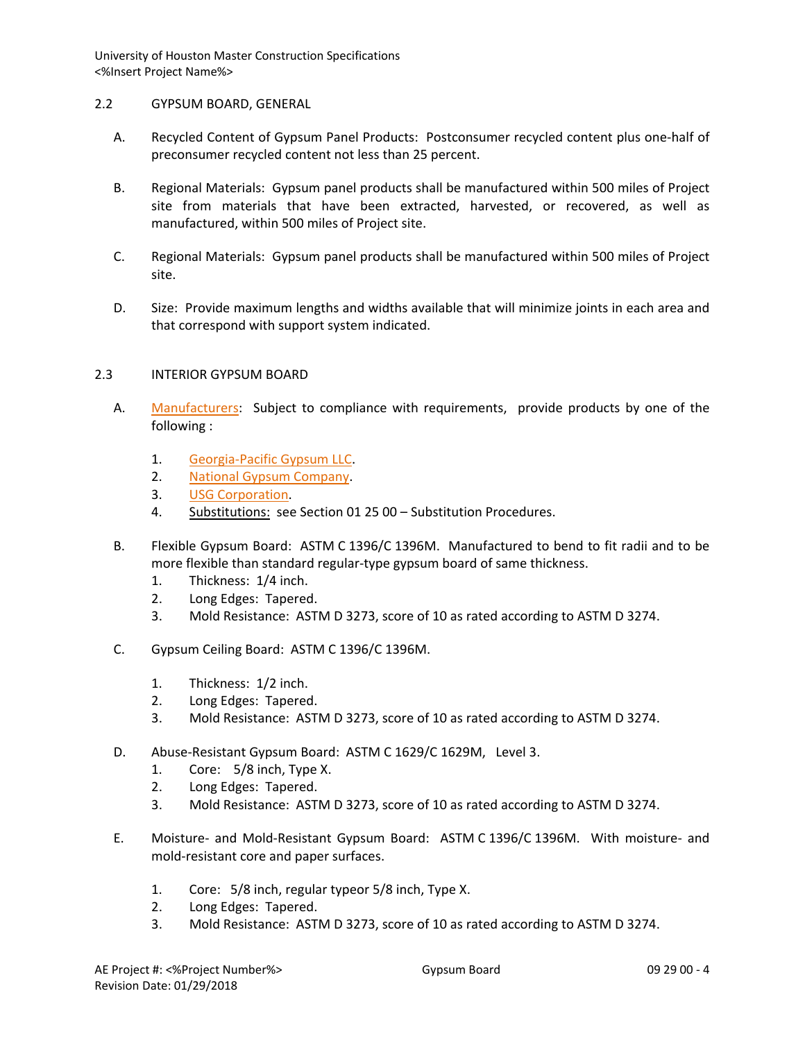## 2.2 GYPSUM BOARD, GENERAL

A. Recycled Content of Gypsum Panel Products: Postconsumer recycled content plus one-half of preconsumer recycled content not less than 25 percent.

B. Regional Materials: Gypsum panel products shall be manufactured within 500 miles of Project site from materials that have been extracted, harvested, or recovered, as well as manufactured, within 500 miles of Project site.

C. Regional Materials: Gypsum panel products shall be manufactured within 500 miles of Project site.

D. Size: Provide maximum lengths and widths available that will minimize joints in each area and that correspond with support system indicated.

## 2.3 INTERIOR GYPSUM BOARD

A. Manufacturers: Subject to compliance with requirements, provide products by one of the following :

1. Georgia-Pacific Gypsum LLC.
2. National Gypsum Company.
3. USG Corporation.
4. Substitutions: see Section 01 25 00 – Substitution Procedures.

B. Flexible Gypsum Board: ASTM C 1396/C 1396M. Manufactured to bend to fit radii and to be more flexible than standard regular-type gypsum board of same thickness.

1. Thickness: 1/4 inch.
2. Long Edges: Tapered.
3. Mold Resistance: ASTM D 3273, score of 10 as rated according to ASTM D 3274.

C. Gypsum Ceiling Board: ASTM C 1396/C 1396M.

1. Thickness: 1/2 inch.
2. Long Edges: Tapered.
3. Mold Resistance: ASTM D 3273, score of 10 as rated according to ASTM D 3274.

D. Abuse-Resistant Gypsum Board: ASTM C 1629/C 1629M, Level 3.

1. Core: 5/8 inch, Type X.
2. Long Edges: Tapered.
3. Mold Resistance: ASTM D 3273, score of 10 as rated according to ASTM D 3274.

E. Moisture- and Mold-Resistant Gypsum Board: ASTM C 1396/C 1396M. With moisture- and mold-resistant core and paper surfaces.

1. Core: 5/8 inch, regular typeor 5/8 inch, Type X.
2. Long Edges: Tapered.
3. Mold Resistance: ASTM D 3273, score of 10 as rated according to ASTM D 3274.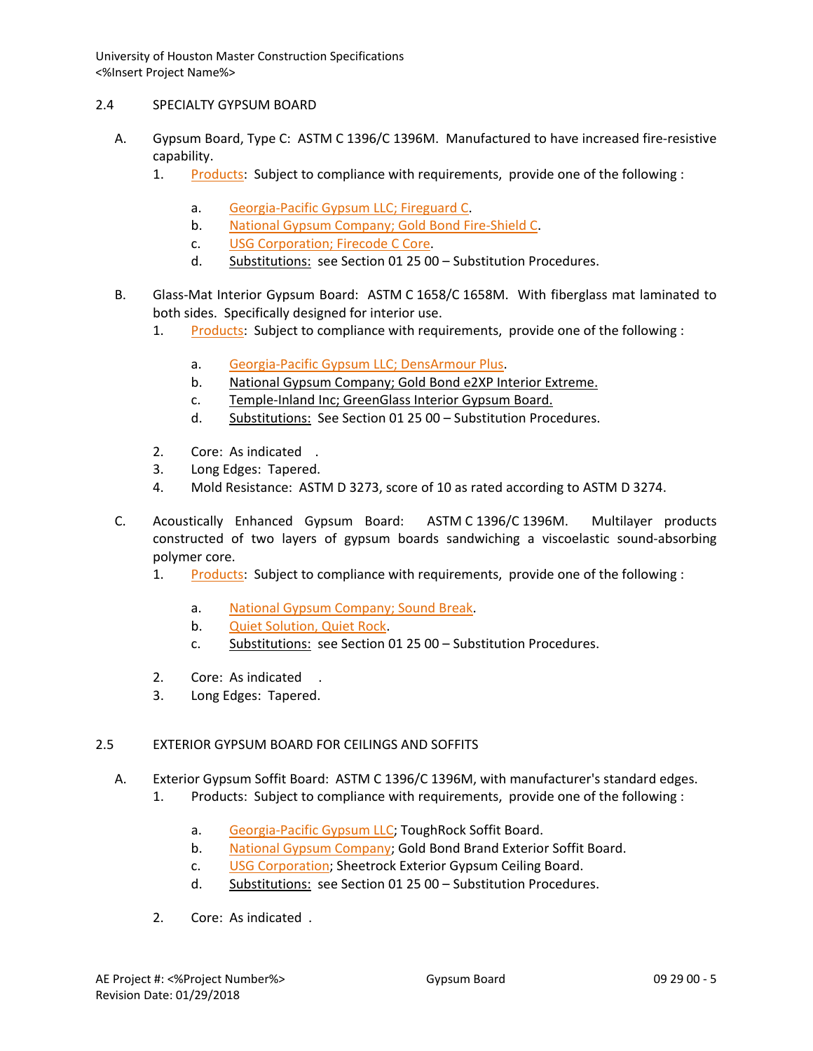## 2.4 SPECIALTY GYPSUM BOARD

A. Gypsum Board, Type C: ASTM C 1396/C 1396M. Manufactured to have increased fire-resistive capability.

1. Products: Subject to compliance with requirements, provide one of the following :

   a. Georgia-Pacific Gypsum LLC; Fireguard C.
   b. National Gypsum Company; Gold Bond Fire-Shield C.
   c. USG Corporation; Firecode C Core.
   d. Substitutions: see Section 01 25 00 – Substitution Procedures.

B. Glass-Mat Interior Gypsum Board: ASTM C 1658/C 1658M. With fiberglass mat laminated to both sides. Specifically designed for interior use.

1. Products: Subject to compliance with requirements, provide one of the following :

   a. Georgia-Pacific Gypsum LLC; DensArmour Plus.
   b. National Gypsum Company; Gold Bond e2XP Interior Extreme.
   c. Temple-Inland Inc; GreenGlass Interior Gypsum Board.
   d. Substitutions: See Section 01 25 00 – Substitution Procedures.

2. Core: As indicated .
3. Long Edges: Tapered.
4. Mold Resistance: ASTM D 3273, score of 10 as rated according to ASTM D 3274.

C. Acoustically Enhanced Gypsum Board: ASTM C 1396/C 1396M. Multilayer products constructed of two layers of gypsum boards sandwiching a viscoelastic sound-absorbing polymer core.

1. Products: Subject to compliance with requirements, provide one of the following :

   a. National Gypsum Company; Sound Break.
   b. Quiet Solution, Quiet Rock.
   c. Substitutions: see Section 01 25 00 – Substitution Procedures.

2. Core: As indicated .
3. Long Edges: Tapered.

## 2.5 EXTERIOR GYPSUM BOARD FOR CEILINGS AND SOFFITS

A. Exterior Gypsum Soffit Board: ASTM C 1396/C 1396M, with manufacturer's standard edges.

1. Products: Subject to compliance with requirements, provide one of the following :

   a. Georgia-Pacific Gypsum LLC; ToughRock Soffit Board.
   b. National Gypsum Company; Gold Bond Brand Exterior Soffit Board.
   c. USG Corporation; Sheetrock Exterior Gypsum Ceiling Board.
   d. Substitutions: see Section 01 25 00 – Substitution Procedures.

2. Core: As indicated .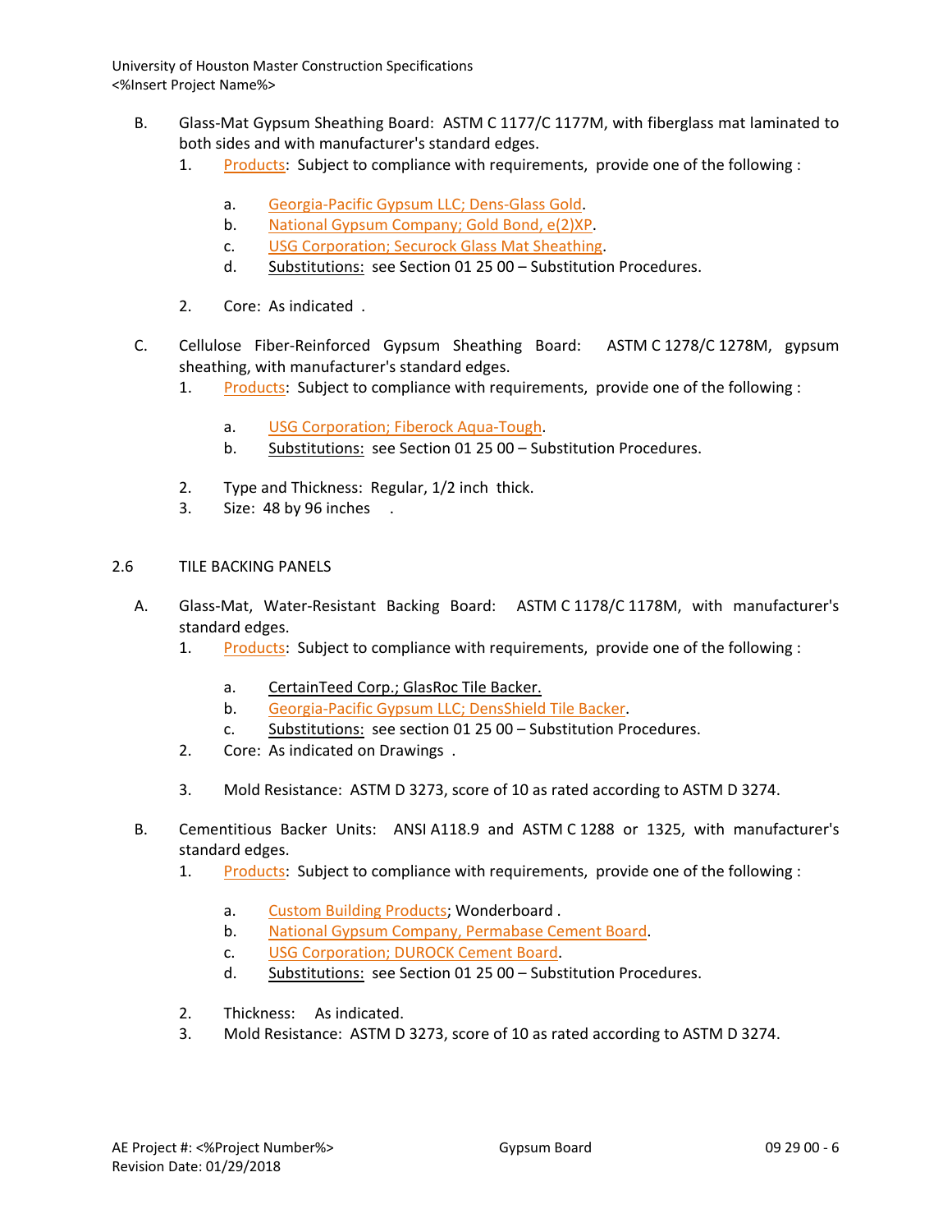B. Glass-Mat Gypsum Sheathing Board: ASTM C 1177/C 1177M, with fiberglass mat laminated to both sides and with manufacturer's standard edges.

1. Products: Subject to compliance with requirements, provide one of the following :

    a. Georgia-Pacific Gypsum LLC; Dens-Glass Gold.
    b. National Gypsum Company; Gold Bond, e(2)XP.
    c. USG Corporation; Securock Glass Mat Sheathing.
    d. Substitutions: see Section 01 25 00 – Substitution Procedures.

2. Core: As indicated .

C. Cellulose Fiber-Reinforced Gypsum Sheathing Board: ASTM C 1278/C 1278M, gypsum sheathing, with manufacturer's standard edges.

1. Products: Subject to compliance with requirements, provide one of the following :

    a. USG Corporation; Fiberock Aqua-Tough.
    b. Substitutions: see Section 01 25 00 – Substitution Procedures.

2. Type and Thickness: Regular, 1/2 inch thick.
3. Size: 48 by 96 inches .

## 2.6 TILE BACKING PANELS

A. Glass-Mat, Water-Resistant Backing Board: ASTM C 1178/C 1178M, with manufacturer's standard edges.

1. Products: Subject to compliance with requirements, provide one of the following :

    a. CertainTeed Corp.; GlasRoc Tile Backer.
    b. Georgia-Pacific Gypsum LLC; DensShield Tile Backer.
    c. Substitutions: see section 01 25 00 – Substitution Procedures.

2. Core: As indicated on Drawings .
3. Mold Resistance: ASTM D 3273, score of 10 as rated according to ASTM D 3274.

B. Cementitious Backer Units: ANSI A118.9 and ASTM C 1288 or 1325, with manufacturer's standard edges.

1. Products: Subject to compliance with requirements, provide one of the following :

    a. Custom Building Products; Wonderboard .
    b. National Gypsum Company, Permabase Cement Board.
    c. USG Corporation; DUROCK Cement Board.
    d. Substitutions: see Section 01 25 00 – Substitution Procedures.

2. Thickness: As indicated.
3. Mold Resistance: ASTM D 3273, score of 10 as rated according to ASTM D 3274.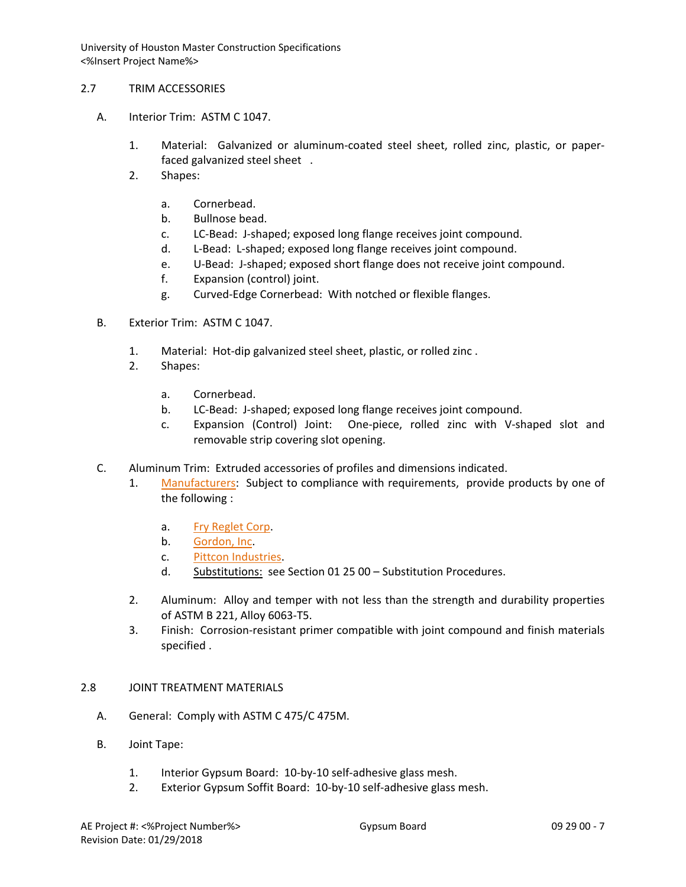## 2.7 TRIM ACCESSORIES

A. Interior Trim: ASTM C 1047.

1. Material: Galvanized or aluminum-coated steel sheet, rolled zinc, plastic, or paper-faced galvanized steel sheet .
2. Shapes:

    a. Cornerbead.
    b. Bullnose bead.
    c. LC-Bead: J-shaped; exposed long flange receives joint compound.
    d. L-Bead: L-shaped; exposed long flange receives joint compound.
    e. U-Bead: J-shaped; exposed short flange does not receive joint compound.
    f. Expansion (control) joint.
    g. Curved-Edge Cornerbead: With notched or flexible flanges.

B. Exterior Trim: ASTM C 1047.

1. Material: Hot-dip galvanized steel sheet, plastic, or rolled zinc .
2. Shapes:

    a. Cornerbead.
    b. LC-Bead: J-shaped; exposed long flange receives joint compound.
    c. Expansion (Control) Joint: One-piece, rolled zinc with V-shaped slot and removable strip covering slot opening.

C. Aluminum Trim: Extruded accessories of profiles and dimensions indicated.

1. Manufacturers: Subject to compliance with requirements, provide products by one of the following :

    a. Fry Reglet Corp.
    b. Gordon, Inc.
    c. Pittcon Industries.
    d. Substitutions: see Section 01 25 00 – Substitution Procedures.

2. Aluminum: Alloy and temper with not less than the strength and durability properties of ASTM B 221, Alloy 6063-T5.
3. Finish: Corrosion-resistant primer compatible with joint compound and finish materials specified .

## 2.8 JOINT TREATMENT MATERIALS

A. General: Comply with ASTM C 475/C 475M.

B. Joint Tape:

1. Interior Gypsum Board: 10-by-10 self-adhesive glass mesh.
2. Exterior Gypsum Soffit Board: 10-by-10 self-adhesive glass mesh.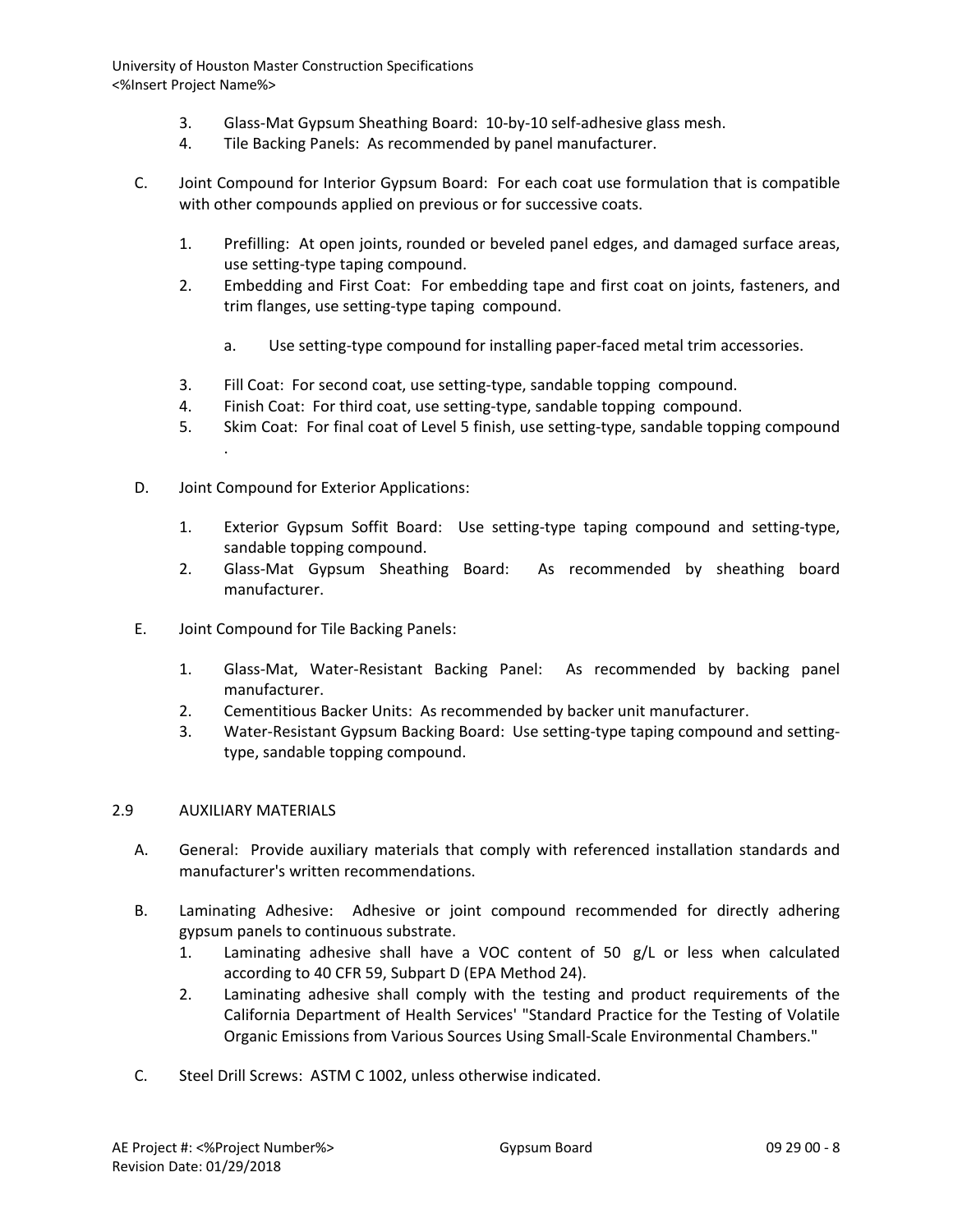3. Glass-Mat Gypsum Sheathing Board: 10-by-10 self-adhesive glass mesh.
4. Tile Backing Panels: As recommended by panel manufacturer.

C. Joint Compound for Interior Gypsum Board: For each coat use formulation that is compatible with other compounds applied on previous or for successive coats.

1. Prefilling: At open joints, rounded or beveled panel edges, and damaged surface areas, use setting-type taping compound.
2. Embedding and First Coat: For embedding tape and first coat on joints, fasteners, and trim flanges, use setting-type taping compound.

    a. Use setting-type compound for installing paper-faced metal trim accessories.

3. Fill Coat: For second coat, use setting-type, sandable topping compound.
4. Finish Coat: For third coat, use setting-type, sandable topping compound.
5. Skim Coat: For final coat of Level 5 finish, use setting-type, sandable topping compound .

D. Joint Compound for Exterior Applications:

1. Exterior Gypsum Soffit Board: Use setting-type taping compound and setting-type, sandable topping compound.
2. Glass-Mat Gypsum Sheathing Board: As recommended by sheathing board manufacturer.

E. Joint Compound for Tile Backing Panels:

1. Glass-Mat, Water-Resistant Backing Panel: As recommended by backing panel manufacturer.
2. Cementitious Backer Units: As recommended by backer unit manufacturer.
3. Water-Resistant Gypsum Backing Board: Use setting-type taping compound and setting-type, sandable topping compound.

## 2.9 AUXILIARY MATERIALS

A. General: Provide auxiliary materials that comply with referenced installation standards and manufacturer's written recommendations.

B. Laminating Adhesive: Adhesive or joint compound recommended for directly adhering gypsum panels to continuous substrate.

1. Laminating adhesive shall have a VOC content of 50 g/L or less when calculated according to 40 CFR 59, Subpart D (EPA Method 24).
2. Laminating adhesive shall comply with the testing and product requirements of the California Department of Health Services' "Standard Practice for the Testing of Volatile Organic Emissions from Various Sources Using Small-Scale Environmental Chambers."

C. Steel Drill Screws: ASTM C 1002, unless otherwise indicated.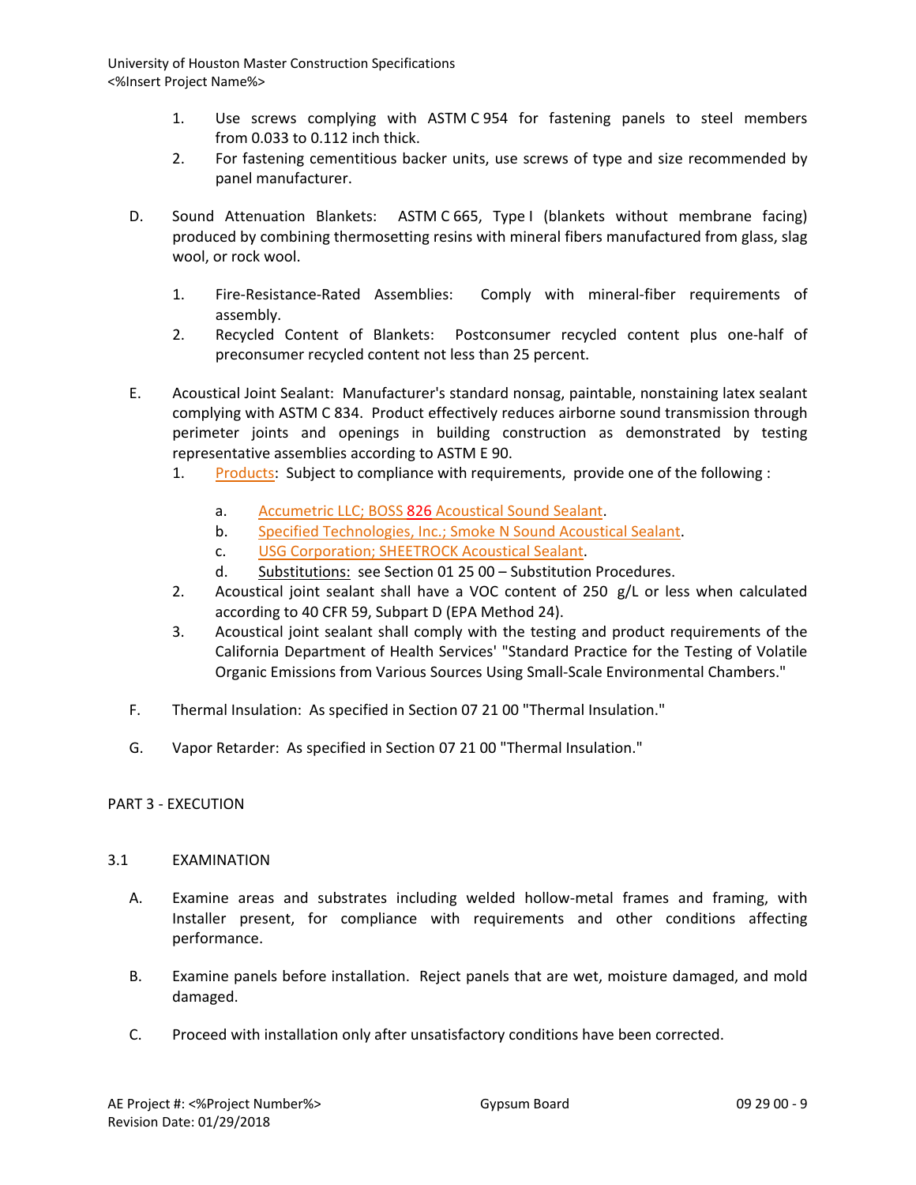1. Use screws complying with ASTM C 954 for fastening panels to steel members from 0.033 to 0.112 inch thick.
2. For fastening cementitious backer units, use screws of type and size recommended by panel manufacturer.

D. Sound Attenuation Blankets: ASTM C 665, Type I (blankets without membrane facing) produced by combining thermosetting resins with mineral fibers manufactured from glass, slag wool, or rock wool.

1. Fire-Resistance-Rated Assemblies: Comply with mineral-fiber requirements of assembly.
2. Recycled Content of Blankets: Postconsumer recycled content plus one-half of preconsumer recycled content not less than 25 percent.

E. Acoustical Joint Sealant: Manufacturer's standard nonsag, paintable, nonstaining latex sealant complying with ASTM C 834. Product effectively reduces airborne sound transmission through perimeter joints and openings in building construction as demonstrated by testing representative assemblies according to ASTM E 90.

1. Products: Subject to compliance with requirements, provide one of the following :
   a. Accumetric LLC; BOSS 826 Acoustical Sound Sealant.
   b. Specified Technologies, Inc.; Smoke N Sound Acoustical Sealant.
   c. USG Corporation; SHEETROCK Acoustical Sealant.
   d. Substitutions: see Section 01 25 00 – Substitution Procedures.
2. Acoustical joint sealant shall have a VOC content of 250 g/L or less when calculated according to 40 CFR 59, Subpart D (EPA Method 24).
3. Acoustical joint sealant shall comply with the testing and product requirements of the California Department of Health Services' "Standard Practice for the Testing of Volatile Organic Emissions from Various Sources Using Small-Scale Environmental Chambers."

F. Thermal Insulation: As specified in Section 07 21 00 "Thermal Insulation."

G. Vapor Retarder: As specified in Section 07 21 00 "Thermal Insulation."

## PART 3 - EXECUTION

### 3.1 EXAMINATION

A. Examine areas and substrates including welded hollow-metal frames and framing, with Installer present, for compliance with requirements and other conditions affecting performance.

B. Examine panels before installation. Reject panels that are wet, moisture damaged, and mold damaged.

C. Proceed with installation only after unsatisfactory conditions have been corrected.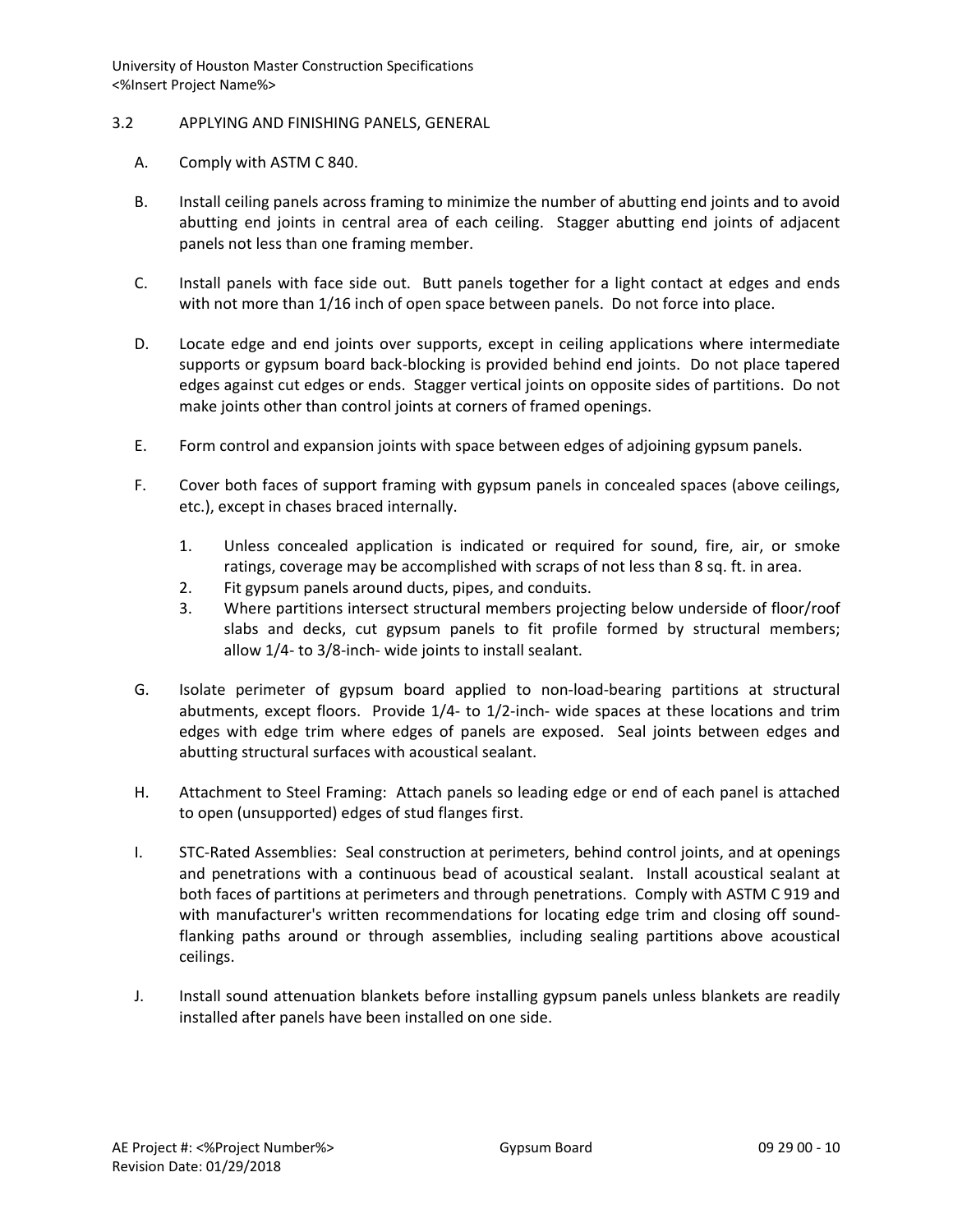## 3.2 APPLYING AND FINISHING PANELS, GENERAL

A. Comply with ASTM C 840.

B. Install ceiling panels across framing to minimize the number of abutting end joints and to avoid abutting end joints in central area of each ceiling. Stagger abutting end joints of adjacent panels not less than one framing member.

C. Install panels with face side out. Butt panels together for a light contact at edges and ends with not more than 1/16 inch of open space between panels. Do not force into place.

D. Locate edge and end joints over supports, except in ceiling applications where intermediate supports or gypsum board back-blocking is provided behind end joints. Do not place tapered edges against cut edges or ends. Stagger vertical joints on opposite sides of partitions. Do not make joints other than control joints at corners of framed openings.

E. Form control and expansion joints with space between edges of adjoining gypsum panels.

F. Cover both faces of support framing with gypsum panels in concealed spaces (above ceilings, etc.), except in chases braced internally.

   1. Unless concealed application is indicated or required for sound, fire, air, or smoke ratings, coverage may be accomplished with scraps of not less than 8 sq. ft. in area.
   2. Fit gypsum panels around ducts, pipes, and conduits.
   3. Where partitions intersect structural members projecting below underside of floor/roof slabs and decks, cut gypsum panels to fit profile formed by structural members; allow 1/4- to 3/8-inch- wide joints to install sealant.

G. Isolate perimeter of gypsum board applied to non-load-bearing partitions at structural abutments, except floors. Provide 1/4- to 1/2-inch- wide spaces at these locations and trim edges with edge trim where edges of panels are exposed. Seal joints between edges and abutting structural surfaces with acoustical sealant.

H. Attachment to Steel Framing: Attach panels so leading edge or end of each panel is attached to open (unsupported) edges of stud flanges first.

I. STC-Rated Assemblies: Seal construction at perimeters, behind control joints, and at openings and penetrations with a continuous bead of acoustical sealant. Install acoustical sealant at both faces of partitions at perimeters and through penetrations. Comply with ASTM C 919 and with manufacturer's written recommendations for locating edge trim and closing off sound-flanking paths around or through assemblies, including sealing partitions above acoustical ceilings.

J. Install sound attenuation blankets before installing gypsum panels unless blankets are readily installed after panels have been installed on one side.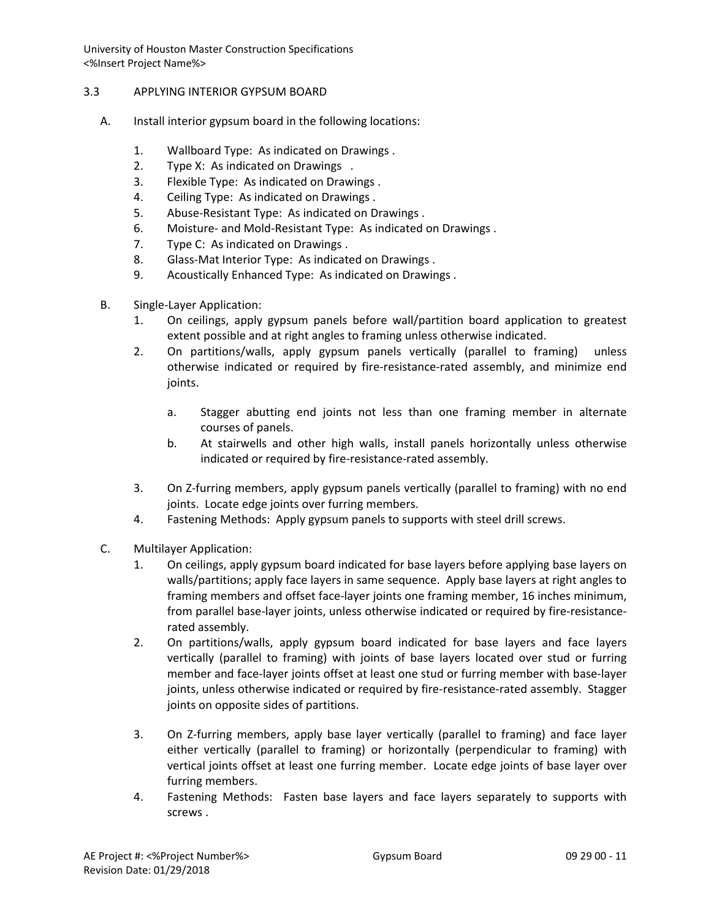## 3.3 APPLYING INTERIOR GYPSUM BOARD

A. Install interior gypsum board in the following locations:

1. Wallboard Type: As indicated on Drawings .
2. Type X: As indicated on Drawings .
3. Flexible Type: As indicated on Drawings .
4. Ceiling Type: As indicated on Drawings .
5. Abuse-Resistant Type: As indicated on Drawings .
6. Moisture- and Mold-Resistant Type: As indicated on Drawings .
7. Type C: As indicated on Drawings .
8. Glass-Mat Interior Type: As indicated on Drawings .
9. Acoustically Enhanced Type: As indicated on Drawings .

B. Single-Layer Application:

1. On ceilings, apply gypsum panels before wall/partition board application to greatest extent possible and at right angles to framing unless otherwise indicated.
2. On partitions/walls, apply gypsum panels vertically (parallel to framing) unless otherwise indicated or required by fire-resistance-rated assembly, and minimize end joints.
   a. Stagger abutting end joints not less than one framing member in alternate courses of panels.
   b. At stairwells and other high walls, install panels horizontally unless otherwise indicated or required by fire-resistance-rated assembly.
3. On Z-furring members, apply gypsum panels vertically (parallel to framing) with no end joints. Locate edge joints over furring members.
4. Fastening Methods: Apply gypsum panels to supports with steel drill screws.

C. Multilayer Application:

1. On ceilings, apply gypsum board indicated for base layers before applying base layers on walls/partitions; apply face layers in same sequence. Apply base layers at right angles to framing members and offset face-layer joints one framing member, 16 inches minimum, from parallel base-layer joints, unless otherwise indicated or required by fire-resistance-rated assembly.
2. On partitions/walls, apply gypsum board indicated for base layers and face layers vertically (parallel to framing) with joints of base layers located over stud or furring member and face-layer joints offset at least one stud or furring member with base-layer joints, unless otherwise indicated or required by fire-resistance-rated assembly. Stagger joints on opposite sides of partitions.
3. On Z-furring members, apply base layer vertically (parallel to framing) and face layer either vertically (parallel to framing) or horizontally (perpendicular to framing) with vertical joints offset at least one furring member. Locate edge joints of base layer over furring members.
4. Fastening Methods: Fasten base layers and face layers separately to supports with screws .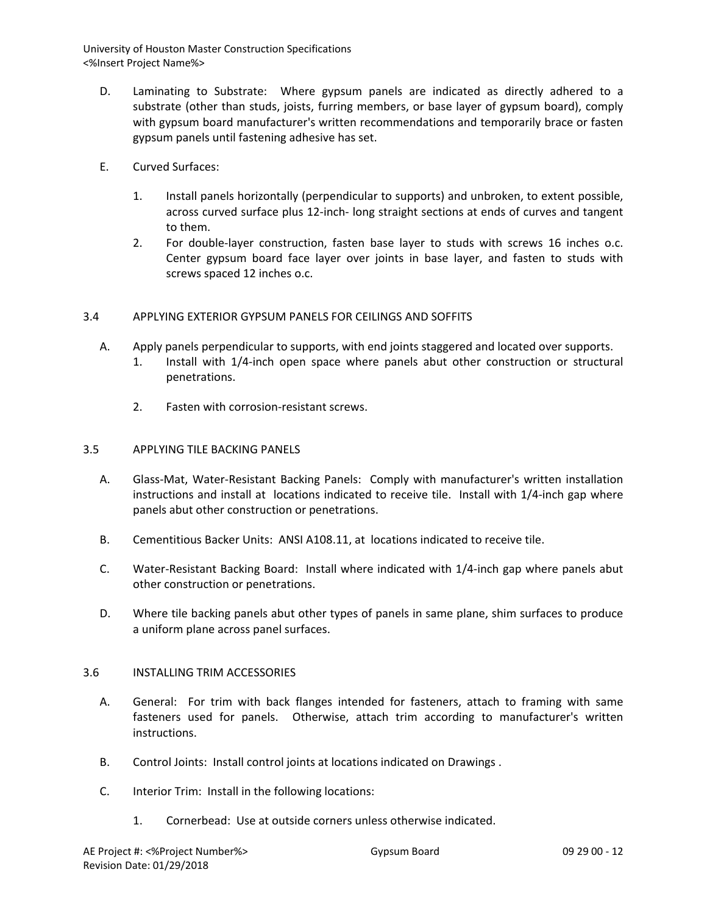D. Laminating to Substrate: Where gypsum panels are indicated as directly adhered to a substrate (other than studs, joists, furring members, or base layer of gypsum board), comply with gypsum board manufacturer's written recommendations and temporarily brace or fasten gypsum panels until fastening adhesive has set.

E. Curved Surfaces:

1. Install panels horizontally (perpendicular to supports) and unbroken, to extent possible, across curved surface plus 12-inch- long straight sections at ends of curves and tangent to them.
2. For double-layer construction, fasten base layer to studs with screws 16 inches o.c. Center gypsum board face layer over joints in base layer, and fasten to studs with screws spaced 12 inches o.c.

## 3.4 APPLYING EXTERIOR GYPSUM PANELS FOR CEILINGS AND SOFFITS

A. Apply panels perpendicular to supports, with end joints staggered and located over supports.
   1. Install with 1/4-inch open space where panels abut other construction or structural penetrations.
   2. Fasten with corrosion-resistant screws.

## 3.5 APPLYING TILE BACKING PANELS

A. Glass-Mat, Water-Resistant Backing Panels: Comply with manufacturer's written installation instructions and install at locations indicated to receive tile. Install with 1/4-inch gap where panels abut other construction or penetrations.

B. Cementitious Backer Units: ANSI A108.11, at locations indicated to receive tile.

C. Water-Resistant Backing Board: Install where indicated with 1/4-inch gap where panels abut other construction or penetrations.

D. Where tile backing panels abut other types of panels in same plane, shim surfaces to produce a uniform plane across panel surfaces.

## 3.6 INSTALLING TRIM ACCESSORIES

A. General: For trim with back flanges intended for fasteners, attach to framing with same fasteners used for panels. Otherwise, attach trim according to manufacturer's written instructions.

B. Control Joints: Install control joints at locations indicated on Drawings .

C. Interior Trim: Install in the following locations:

1. Cornerbead: Use at outside corners unless otherwise indicated.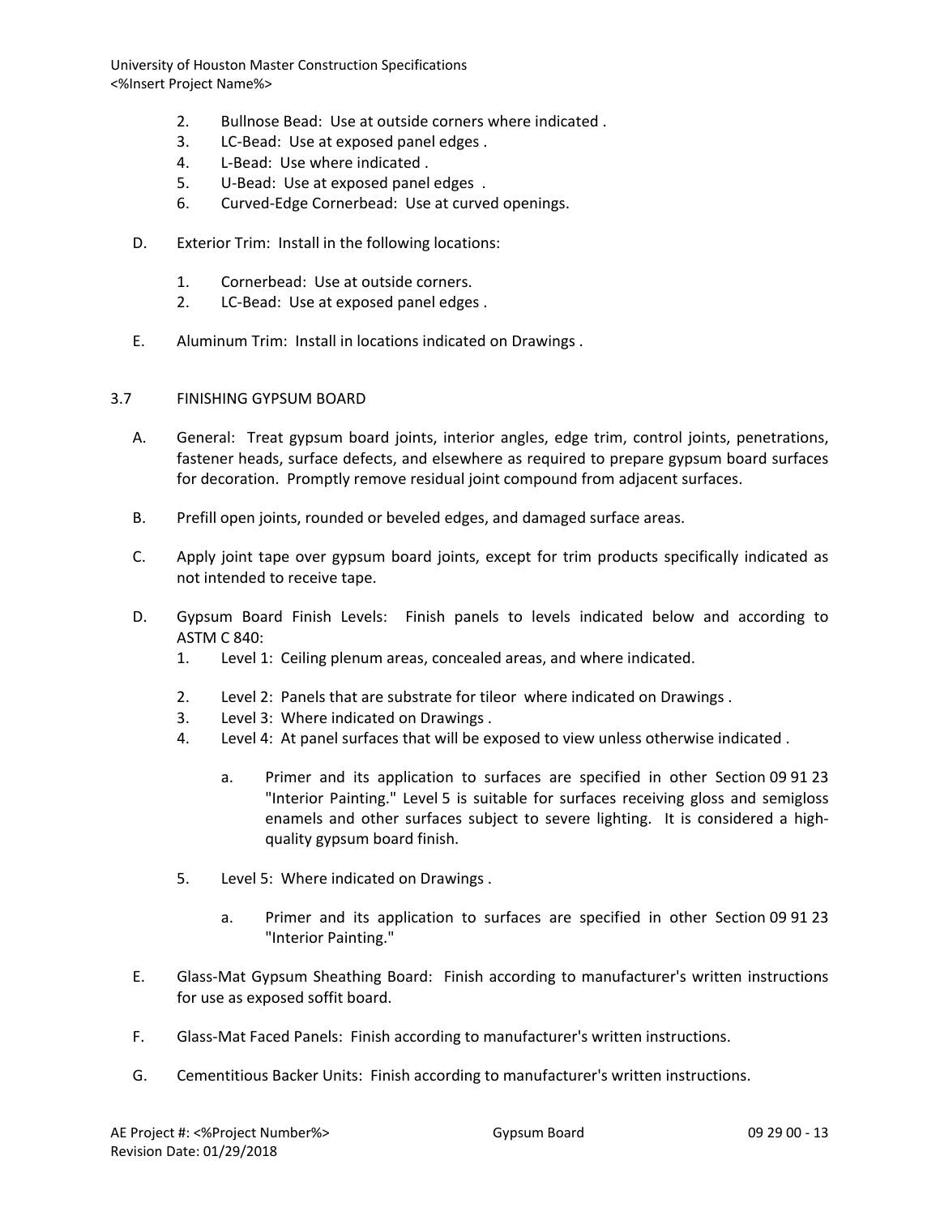2. Bullnose Bead: Use at outside corners where indicated .
3. LC-Bead: Use at exposed panel edges .
4. L-Bead: Use where indicated .
5. U-Bead: Use at exposed panel edges .
6. Curved-Edge Cornerbead: Use at curved openings.

D. Exterior Trim: Install in the following locations:

1. Cornerbead: Use at outside corners.
2. LC-Bead: Use at exposed panel edges .

E. Aluminum Trim: Install in locations indicated on Drawings .

## 3.7 FINISHING GYPSUM BOARD

A. General: Treat gypsum board joints, interior angles, edge trim, control joints, penetrations, fastener heads, surface defects, and elsewhere as required to prepare gypsum board surfaces for decoration. Promptly remove residual joint compound from adjacent surfaces.

B. Prefill open joints, rounded or beveled edges, and damaged surface areas.

C. Apply joint tape over gypsum board joints, except for trim products specifically indicated as not intended to receive tape.

D. Gypsum Board Finish Levels: Finish panels to levels indicated below and according to ASTM C 840:

1. Level 1: Ceiling plenum areas, concealed areas, and where indicated.
2. Level 2: Panels that are substrate for tileor where indicated on Drawings .
3. Level 3: Where indicated on Drawings .
4. Level 4: At panel surfaces that will be exposed to view unless otherwise indicated .
    a. Primer and its application to surfaces are specified in other Section 09 91 23 "Interior Painting." Level 5 is suitable for surfaces receiving gloss and semigloss enamels and other surfaces subject to severe lighting. It is considered a high-quality gypsum board finish.
5. Level 5: Where indicated on Drawings .
    a. Primer and its application to surfaces are specified in other Section 09 91 23 "Interior Painting."

E. Glass-Mat Gypsum Sheathing Board: Finish according to manufacturer's written instructions for use as exposed soffit board.

F. Glass-Mat Faced Panels: Finish according to manufacturer's written instructions.

G. Cementitious Backer Units: Finish according to manufacturer's written instructions.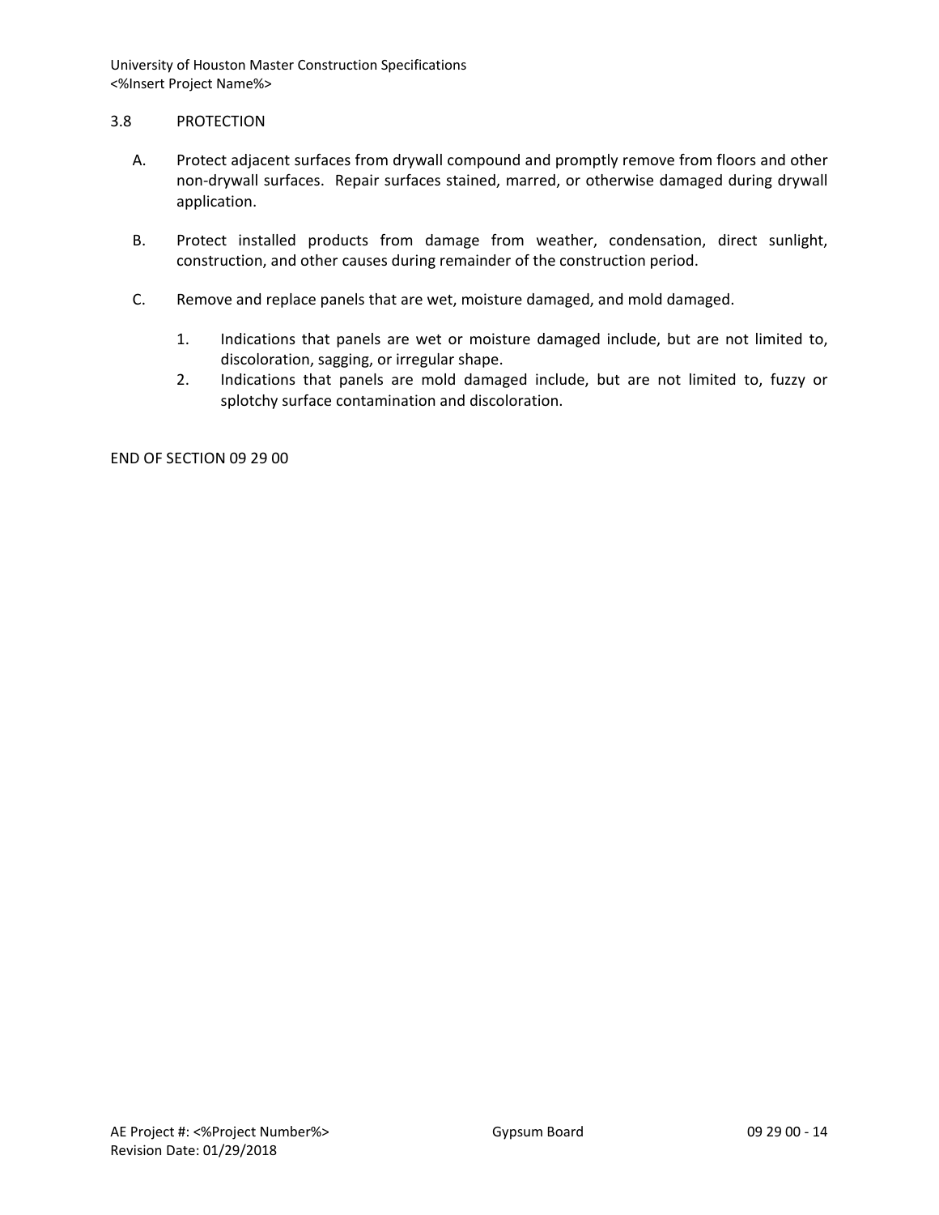## 3.8 PROTECTION

A. Protect adjacent surfaces from drywall compound and promptly remove from floors and other non-drywall surfaces. Repair surfaces stained, marred, or otherwise damaged during drywall application.

B. Protect installed products from damage from weather, condensation, direct sunlight, construction, and other causes during remainder of the construction period.

C. Remove and replace panels that are wet, moisture damaged, and mold damaged.

   1. Indications that panels are wet or moisture damaged include, but are not limited to, discoloration, sagging, or irregular shape.
   2. Indications that panels are mold damaged include, but are not limited to, fuzzy or splotchy surface contamination and discoloration.

END OF SECTION 09 29 00